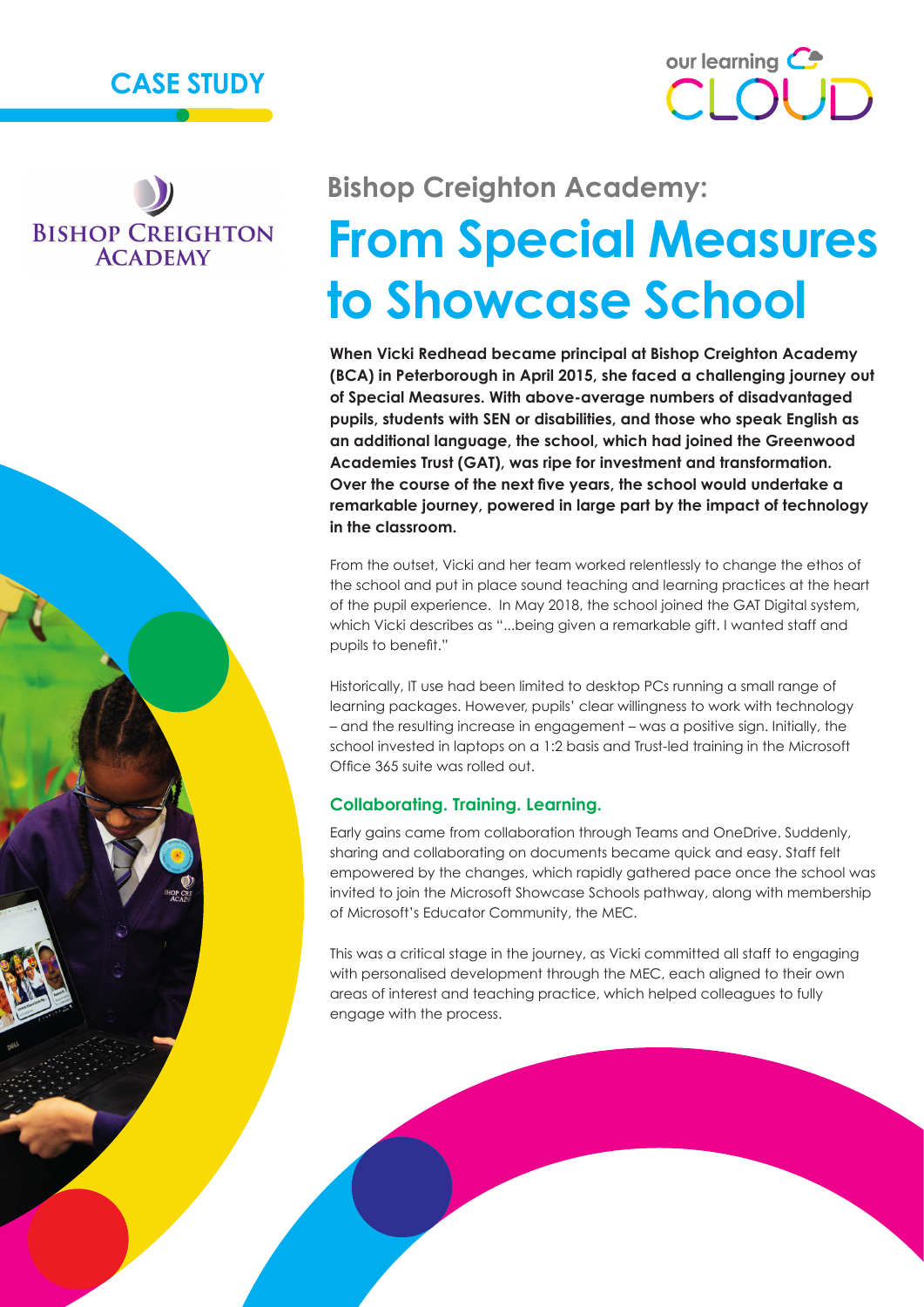CASE STUDY

our learning CLOUD

BISHOP CREIGHTON ACADEMY

## Bishop Creighton Academy:

# From Special Measures to Showcase School

**When Vicki Redhead became principal at Bishop Creighton Academy (BCA) in Peterborough in April 2015, she faced a challenging journey out of Special Measures. With above-average numbers of disadvantaged pupils, students with SEN or disabilities, and those who speak English as an additional language, the school, which had joined the Greenwood Academies Trust (GAT), was ripe for investment and transformation. Over the course of the next five years, the school would undertake a remarkable journey, powered in large part by the impact of technology in the classroom.**

From the outset, Vicki and her team worked relentlessly to change the ethos of the school and put in place sound teaching and learning practices at the heart of the pupil experience. In May 2018, the school joined the GAT Digital system, which Vicki describes as "...being given a remarkable gift. I wanted staff and pupils to benefit."

Historically, IT use had been limited to desktop PCs running a small range of learning packages. However, pupils' clear willingness to work with technology – and the resulting increase in engagement – was a positive sign. Initially, the school invested in laptops on a 1:2 basis and Trust-led training in the Microsoft Office 365 suite was rolled out.

### Collaborating. Training. Learning.

Early gains came from collaboration through Teams and OneDrive. Suddenly, sharing and collaborating on documents became quick and easy. Staff felt empowered by the changes, which rapidly gathered pace once the school was invited to join the Microsoft Showcase Schools pathway, along with membership of Microsoft's Educator Community, the MEC.

This was a critical stage in the journey, as Vicki committed all staff to engaging with personalised development through the MEC, each aligned to their own areas of interest and teaching practice, which helped colleagues to fully engage with the process.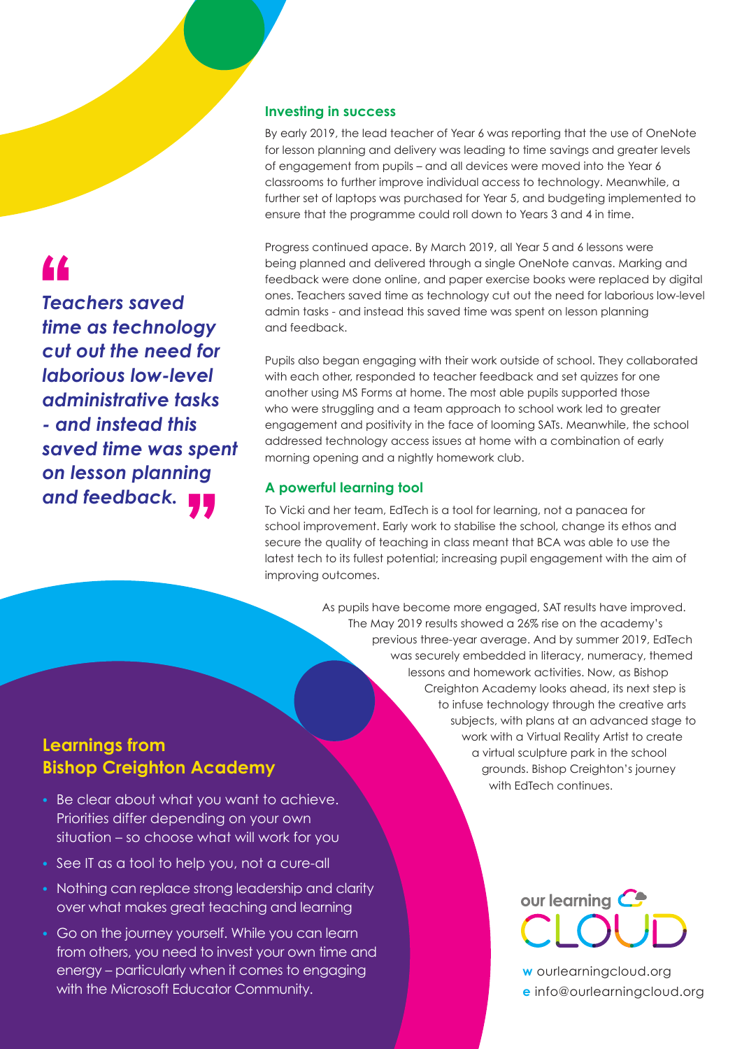> *Teachers saved time as technology cut out the need for laborious low-level administrative tasks - and instead this saved time was spent on lesson planning and feedback.*

## Investing in success

By early 2019, the lead teacher of Year 6 was reporting that the use of OneNote for lesson planning and delivery was leading to time savings and greater levels of engagement from pupils – and all devices were moved into the Year 6 classrooms to further improve individual access to technology. Meanwhile, a further set of laptops was purchased for Year 5, and budgeting implemented to ensure that the programme could roll down to Years 3 and 4 in time.

Progress continued apace. By March 2019, all Year 5 and 6 lessons were being planned and delivered through a single OneNote canvas. Marking and feedback were done online, and paper exercise books were replaced by digital ones. Teachers saved time as technology cut out the need for laborious low-level admin tasks - and instead this saved time was spent on lesson planning and feedback.

Pupils also began engaging with their work outside of school. They collaborated with each other, responded to teacher feedback and set quizzes for one another using MS Forms at home. The most able pupils supported those who were struggling and a team approach to school work led to greater engagement and positivity in the face of looming SATs. Meanwhile, the school addressed technology access issues at home with a combination of early morning opening and a nightly homework club.

## A powerful learning tool

To Vicki and her team, EdTech is a tool for learning, not a panacea for school improvement. Early work to stabilise the school, change its ethos and secure the quality of teaching in class meant that BCA was able to use the latest tech to its fullest potential; increasing pupil engagement with the aim of improving outcomes.

As pupils have become more engaged, SAT results have improved. The May 2019 results showed a 26% rise on the academy's previous three-year average. And by summer 2019, EdTech was securely embedded in literacy, numeracy, themed lessons and homework activities. Now, as Bishop Creighton Academy looks ahead, its next step is to infuse technology through the creative arts subjects, with plans at an advanced stage to work with a Virtual Reality Artist to create a virtual sculpture park in the school grounds. Bishop Creighton's journey with EdTech continues.

## Learnings from Bishop Creighton Academy

- Be clear about what you want to achieve. Priorities differ depending on your own situation – so choose what will work for you
- See IT as a tool to help you, not a cure-all
- Nothing can replace strong leadership and clarity over what makes great teaching and learning
- Go on the journey yourself. While you can learn from others, you need to invest your own time and energy – particularly when it comes to engaging with the Microsoft Educator Community.

our learning CLOUD

**w** ourlearningcloud.org
**e** info@ourlearningcloud.org